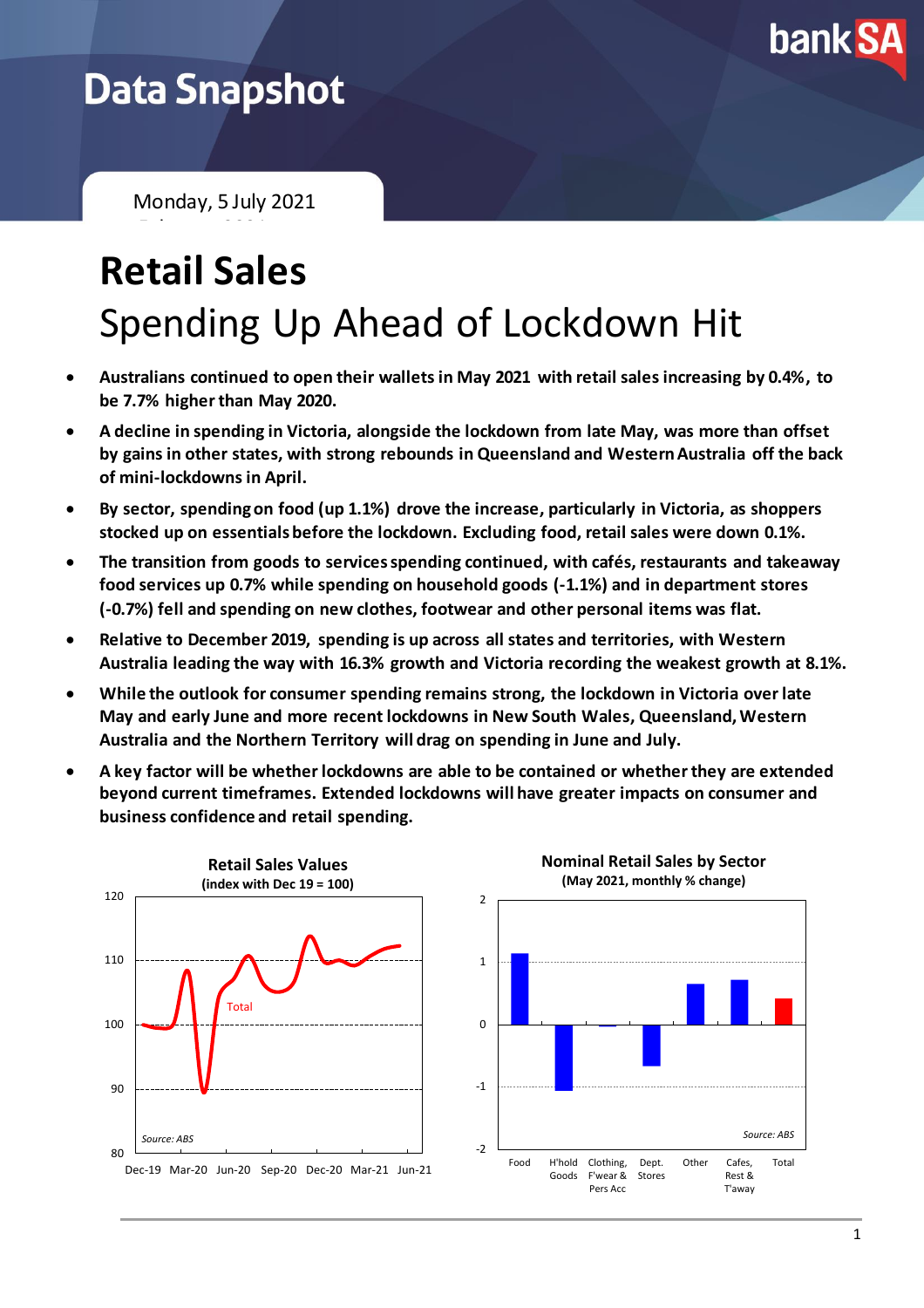Data Snapshot

Monday, 5 July 2021

# Retail Sales

## Spending Up Ahead of Lockdown Hit

- **Australians continued to open their wallets in May 2021 with retail sales increasing by 0.4%, to be 7.7% higher than May 2020.**
- **A decline in spending in Victoria, alongside the lockdown from late May, was more than offset by gains in other states, with strong rebounds in Queensland and Western Australia off the back of mini-lockdowns in April.**
- **By sector, spending on food (up 1.1%) drove the increase, particularly in Victoria, as shoppers stocked up on essentials before the lockdown. Excluding food, retail sales were down 0.1%.**
- **The transition from goods to services spending continued, with cafés, restaurants and takeaway food services up 0.7% while spending on household goods (-1.1%) and in department stores (-0.7%) fell and spending on new clothes, footwear and other personal items was flat.**
- **Relative to December 2019, spending is up across all states and territories, with Western Australia leading the way with 16.3% growth and Victoria recording the weakest growth at 8.1%.**
- **While the outlook for consumer spending remains strong, the lockdown in Victoria over late May and early June and more recent lockdowns in New South Wales, Queensland, Western Australia and the Northern Territory will drag on spending in June and July.**
- **A key factor will be whether lockdowns are able to be contained or whether they are extended beyond current timeframes. Extended lockdowns will have greater impacts on consumer and business confidence and retail spending.**

**Retail Sales Values**
**(index with Dec 19 = 100)**

Total

*Source: ABS*

Dec-19 Mar-20 Jun-20 Sep-20 Dec-20 Mar-21 Jun-21

**Nominal Retail Sales by Sector**
**(May 2021, monthly % change)**

*Source: ABS*

Food, H'hold Goods, Clothing, F'wear & Pers Acc, Dept. Stores, Other, Cafes, Rest & T'away, Total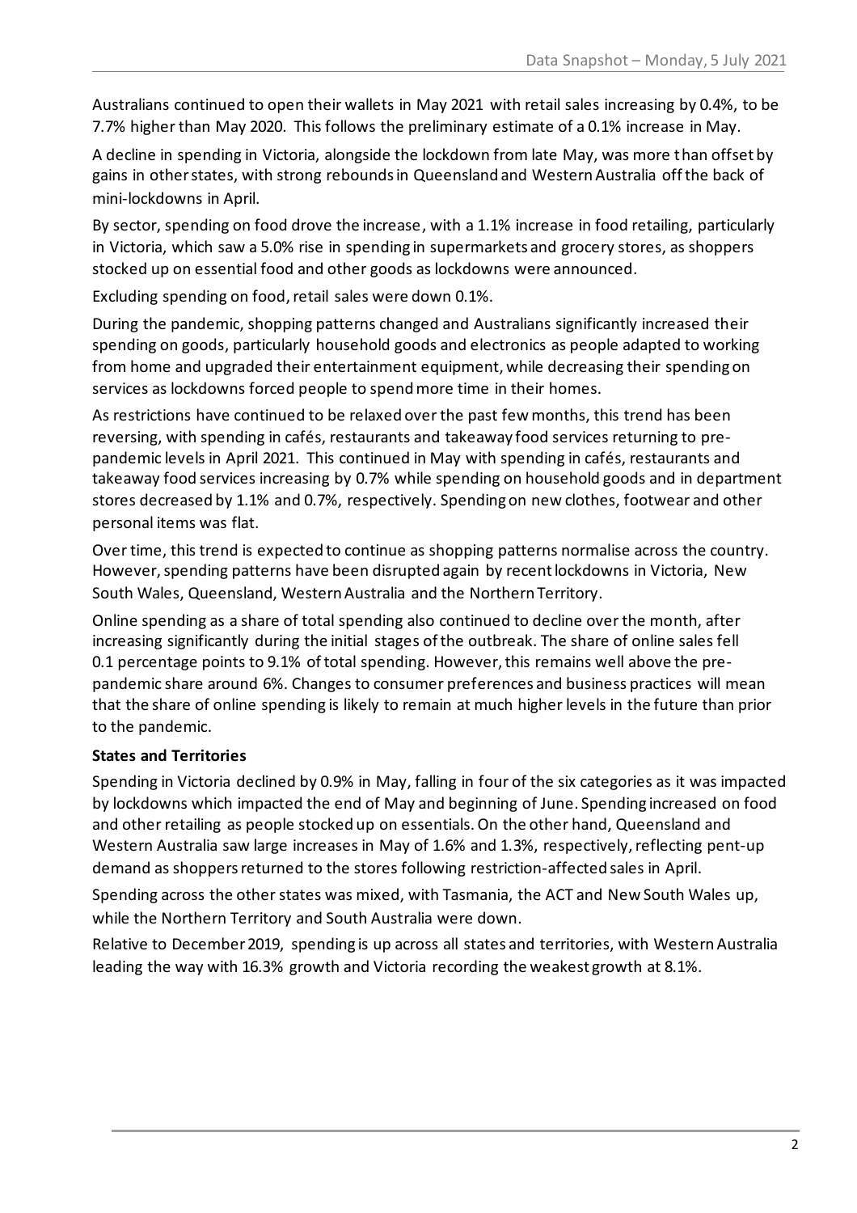Australians continued to open their wallets in May 2021 with retail sales increasing by 0.4%, to be 7.7% higher than May 2020. This follows the preliminary estimate of a 0.1% increase in May.

A decline in spending in Victoria, alongside the lockdown from late May, was more than offset by gains in other states, with strong rebounds in Queensland and Western Australia off the back of mini-lockdowns in April.

By sector, spending on food drove the increase, with a 1.1% increase in food retailing, particularly in Victoria, which saw a 5.0% rise in spending in supermarkets and grocery stores, as shoppers stocked up on essential food and other goods as lockdowns were announced.

Excluding spending on food, retail sales were down 0.1%.

During the pandemic, shopping patterns changed and Australians significantly increased their spending on goods, particularly household goods and electronics as people adapted to working from home and upgraded their entertainment equipment, while decreasing their spending on services as lockdowns forced people to spend more time in their homes.

As restrictions have continued to be relaxed over the past few months, this trend has been reversing, with spending in cafés, restaurants and takeaway food services returning to pre-pandemic levels in April 2021. This continued in May with spending in cafés, restaurants and takeaway food services increasing by 0.7% while spending on household goods and in department stores decreased by 1.1% and 0.7%, respectively. Spending on new clothes, footwear and other personal items was flat.

Over time, this trend is expected to continue as shopping patterns normalise across the country. However, spending patterns have been disrupted again by recent lockdowns in Victoria, New South Wales, Queensland, Western Australia and the Northern Territory.

Online spending as a share of total spending also continued to decline over the month, after increasing significantly during the initial stages of the outbreak. The share of online sales fell 0.1 percentage points to 9.1% of total spending. However, this remains well above the pre-pandemic share around 6%. Changes to consumer preferences and business practices will mean that the share of online spending is likely to remain at much higher levels in the future than prior to the pandemic.

**States and Territories**

Spending in Victoria declined by 0.9% in May, falling in four of the six categories as it was impacted by lockdowns which impacted the end of May and beginning of June. Spending increased on food and other retailing as people stocked up on essentials. On the other hand, Queensland and Western Australia saw large increases in May of 1.6% and 1.3%, respectively, reflecting pent-up demand as shoppers returned to the stores following restriction-affected sales in April.

Spending across the other states was mixed, with Tasmania, the ACT and New South Wales up, while the Northern Territory and South Australia were down.

Relative to December 2019, spending is up across all states and territories, with Western Australia leading the way with 16.3% growth and Victoria recording the weakest growth at 8.1%.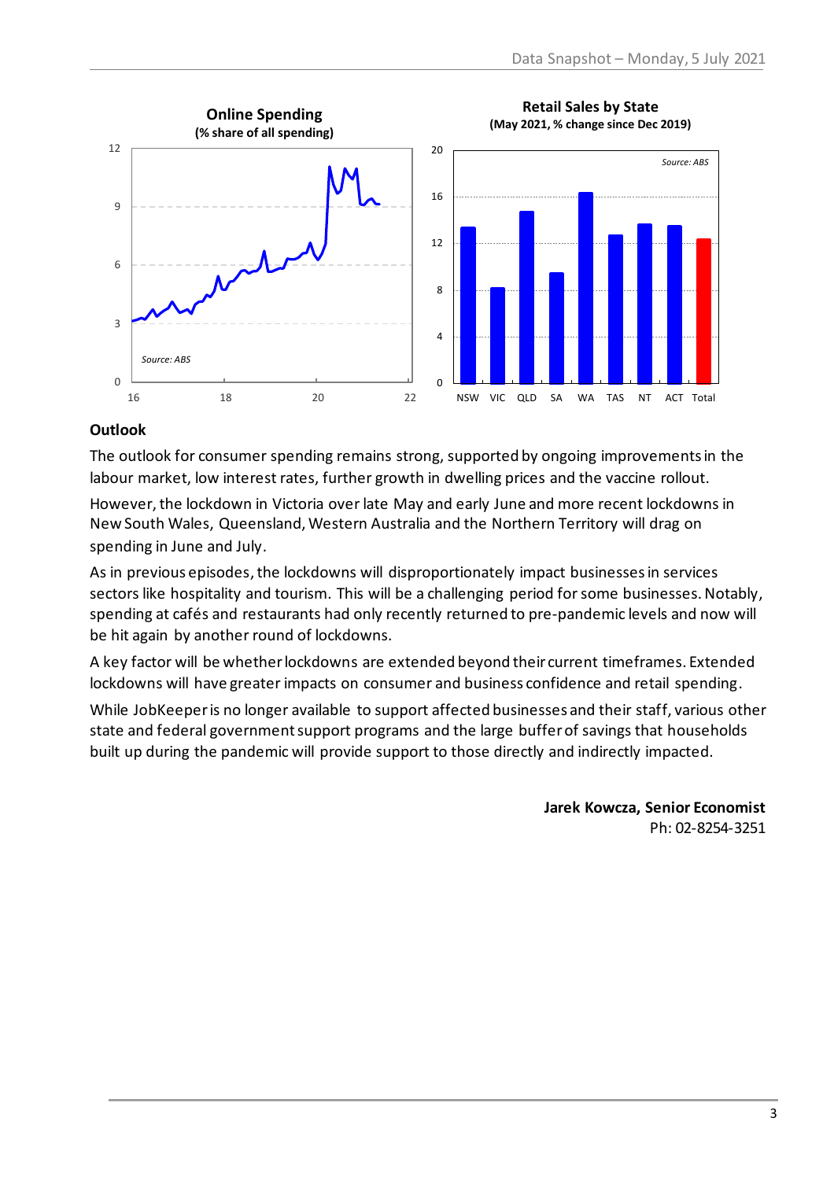**Online Spending**
**(% share of all spending)**

*Source: ABS*

**Retail Sales by State**
**(May 2021, % change since Dec 2019)**

*Source: ABS*

## Outlook

The outlook for consumer spending remains strong, supported by ongoing improvements in the labour market, low interest rates, further growth in dwelling prices and the vaccine rollout.

However, the lockdown in Victoria over late May and early June and more recent lockdowns in New South Wales, Queensland, Western Australia and the Northern Territory will drag on spending in June and July.

As in previous episodes, the lockdowns will disproportionately impact businesses in services sectors like hospitality and tourism. This will be a challenging period for some businesses. Notably, spending at cafés and restaurants had only recently returned to pre-pandemic levels and now will be hit again by another round of lockdowns.

A key factor will be whether lockdowns are extended beyond their current timeframes. Extended lockdowns will have greater impacts on consumer and business confidence and retail spending.

While JobKeeper is no longer available to support affected businesses and their staff, various other state and federal government support programs and the large buffer of savings that households built up during the pandemic will provide support to those directly and indirectly impacted.

**Jarek Kowcza, Senior Economist**
Ph: 02-8254-3251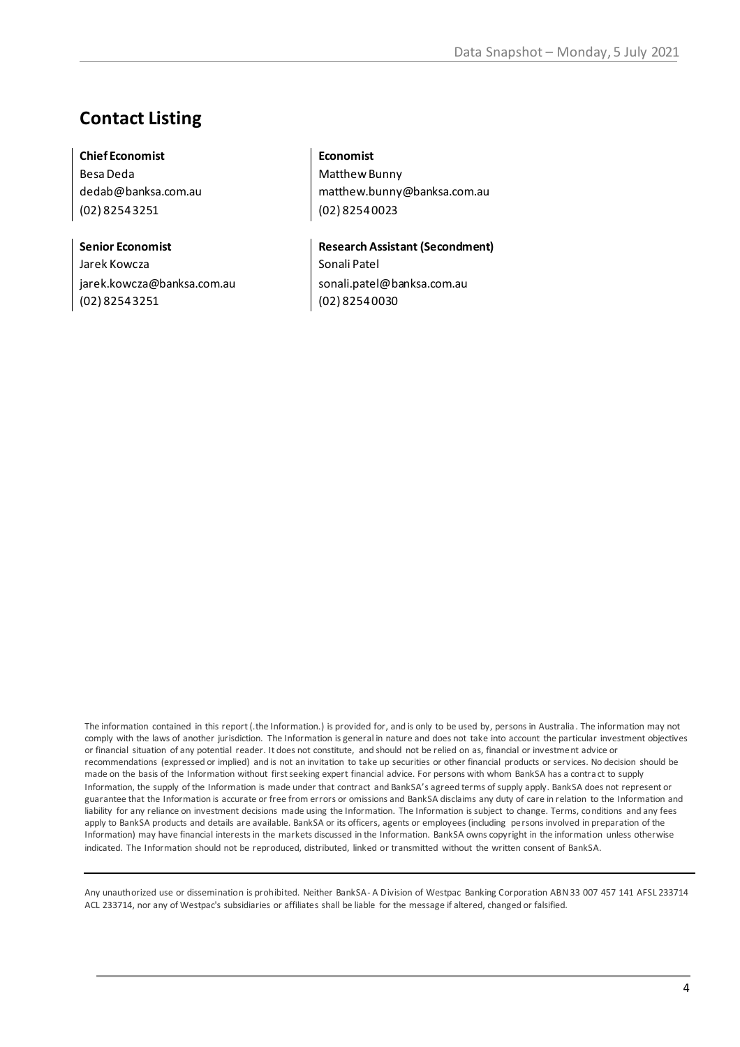## Contact Listing

**Chief Economist**
Besa Deda
dedab@banksa.com.au
(02) 8254 3251

**Senior Economist**
Jarek Kowcza
jarek.kowcza@banksa.com.au
(02) 8254 3251

**Economist**
Matthew Bunny
matthew.bunny@banksa.com.au
(02) 8254 0023

**Research Assistant (Secondment)**
Sonali Patel
sonali.patel@banksa.com.au
(02) 8254 0030

The information contained in this report (.the Information.) is provided for, and is only to be used by, persons in Australia. The information may not comply with the laws of another jurisdiction. The Information is general in nature and does not take into account the particular investment objectives or financial situation of any potential reader. It does not constitute, and should not be relied on as, financial or investment advice or recommendations (expressed or implied) and is not an invitation to take up securities or other financial products or services. No decision should be made on the basis of the Information without first seeking expert financial advice. For persons with whom BankSA has a contract to supply Information, the supply of the Information is made under that contract and BankSA's agreed terms of supply apply. BankSA does not represent or guarantee that the Information is accurate or free from errors or omissions and BankSA disclaims any duty of care in relation to the Information and liability for any reliance on investment decisions made using the Information. The Information is subject to change. Terms, conditions and any fees apply to BankSA products and details are available. BankSA or its officers, agents or employees (including persons involved in preparation of the Information) may have financial interests in the markets discussed in the Information. BankSA owns copyright in the information unless otherwise indicated. The Information should not be reproduced, distributed, linked or transmitted without the written consent of BankSA.

---

Any unauthorized use or dissemination is prohibited. Neither BankSA - A Division of Westpac Banking Corporation ABN 33 007 457 141 AFSL 233714 ACL 233714, nor any of Westpac's subsidiaries or affiliates shall be liable for the message if altered, changed or falsified.